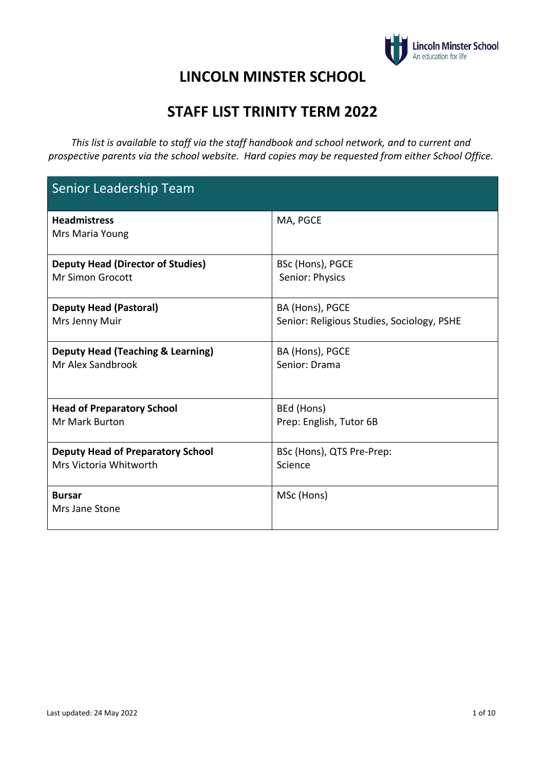# LINCOLN MINSTER SCHOOL

## STAFF LIST TRINITY TERM 2022

*This list is available to staff via the staff handbook and school network, and to current and prospective parents via the school website. Hard copies may be requested from either School Office.*

| Senior Leadership Team | |
|---|---|
| **Headmistress**<br>Mrs Maria Young | MA, PGCE |
| **Deputy Head (Director of Studies)**<br>Mr Simon Grocott | BSc (Hons), PGCE<br>Senior: Physics |
| **Deputy Head (Pastoral)**<br>Mrs Jenny Muir | BA (Hons), PGCE<br>Senior: Religious Studies, Sociology, PSHE |
| **Deputy Head (Teaching & Learning)**<br>Mr Alex Sandbrook | BA (Hons), PGCE<br>Senior: Drama |
| **Head of Preparatory School**<br>Mr Mark Burton | BEd (Hons)<br>Prep: English, Tutor 6B |
| **Deputy Head of Preparatory School**<br>Mrs Victoria Whitworth | BSc (Hons), QTS Pre-Prep:<br>Science |
| **Bursar**<br>Mrs Jane Stone | MSc (Hons) |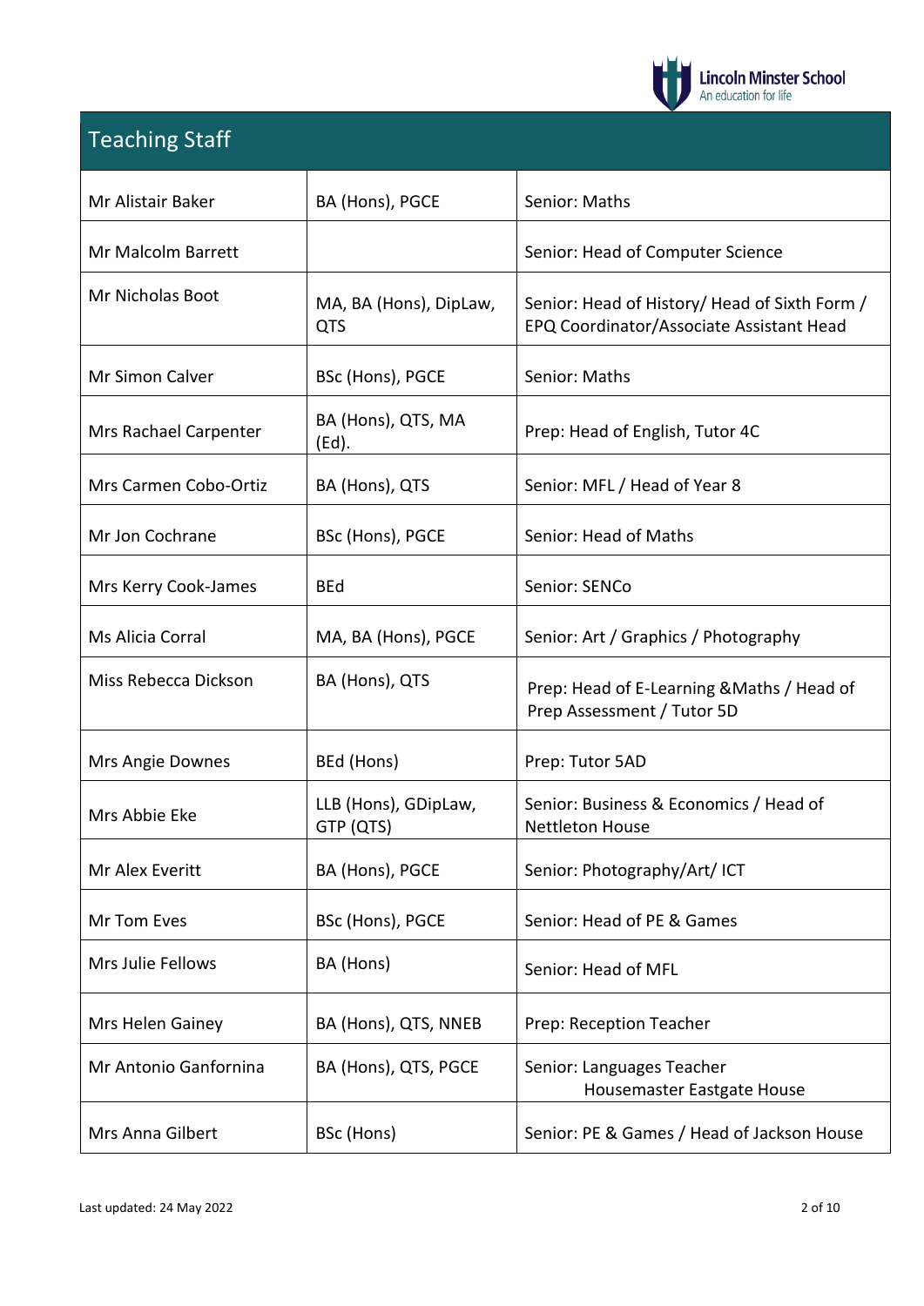## Teaching Staff

| | | |
|---|---|---|
| Mr Alistair Baker | BA (Hons), PGCE | Senior: Maths |
| Mr Malcolm Barrett | | Senior: Head of Computer Science |
| Mr Nicholas Boot | MA, BA (Hons), DipLaw, QTS | Senior: Head of History/ Head of Sixth Form / EPQ Coordinator/Associate Assistant Head |
| Mr Simon Calver | BSc (Hons), PGCE | Senior: Maths |
| Mrs Rachael Carpenter | BA (Hons), QTS, MA (Ed). | Prep: Head of English, Tutor 4C |
| Mrs Carmen Cobo-Ortiz | BA (Hons), QTS | Senior: MFL / Head of Year 8 |
| Mr Jon Cochrane | BSc (Hons), PGCE | Senior: Head of Maths |
| Mrs Kerry Cook-James | BEd | Senior: SENCo |
| Ms Alicia Corral | MA, BA (Hons), PGCE | Senior: Art / Graphics / Photography |
| Miss Rebecca Dickson | BA (Hons), QTS | Prep: Head of E-Learning &Maths / Head of Prep Assessment / Tutor 5D |
| Mrs Angie Downes | BEd (Hons) | Prep: Tutor 5AD |
| Mrs Abbie Eke | LLB (Hons), GDipLaw, GTP (QTS) | Senior: Business & Economics / Head of Nettleton House |
| Mr Alex Everitt | BA (Hons), PGCE | Senior: Photography/Art/ ICT |
| Mr Tom Eves | BSc (Hons), PGCE | Senior: Head of PE & Games |
| Mrs Julie Fellows | BA (Hons) | Senior: Head of MFL |
| Mrs Helen Gainey | BA (Hons), QTS, NNEB | Prep: Reception Teacher |
| Mr Antonio Ganfornina | BA (Hons), QTS, PGCE | Senior: Languages Teacher Housemaster Eastgate House |
| Mrs Anna Gilbert | BSc (Hons) | Senior: PE & Games / Head of Jackson House |

Last updated: 24 May 2022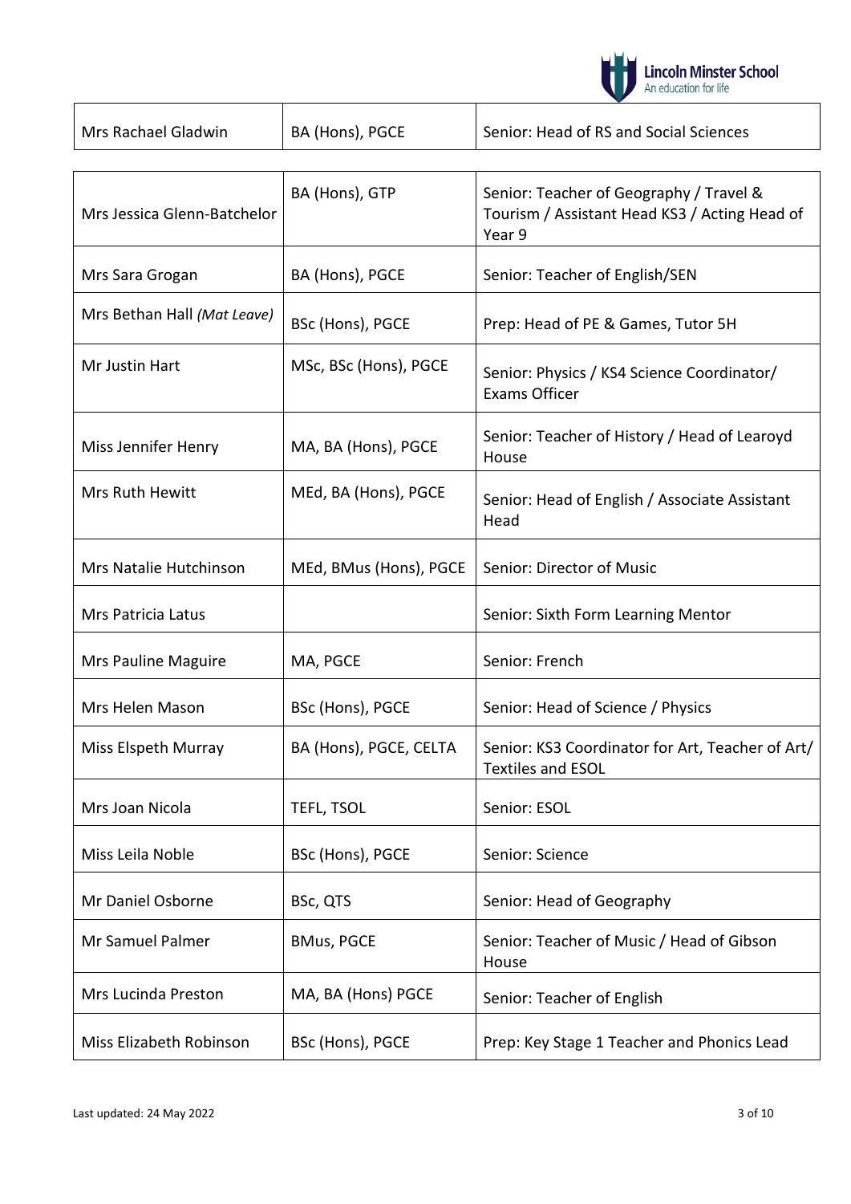| Mrs Rachael Gladwin | BA (Hons), PGCE | Senior: Head of RS and Social Sciences |
| --- | --- | --- |
| Mrs Jessica Glenn-Batchelor | BA (Hons), GTP | Senior: Teacher of Geography / Travel & Tourism / Assistant Head KS3 / Acting Head of Year 9 |
| Mrs Sara Grogan | BA (Hons), PGCE | Senior: Teacher of English/SEN |
| Mrs Bethan Hall *(Mat Leave)* | BSc (Hons), PGCE | Prep: Head of PE & Games, Tutor 5H |
| Mr Justin Hart | MSc, BSc (Hons), PGCE | Senior: Physics / KS4 Science Coordinator/ Exams Officer |
| Miss Jennifer Henry | MA, BA (Hons), PGCE | Senior: Teacher of History / Head of Learoyd House |
| Mrs Ruth Hewitt | MEd, BA (Hons), PGCE | Senior: Head of English / Associate Assistant Head |
| Mrs Natalie Hutchinson | MEd, BMus (Hons), PGCE | Senior: Director of Music |
| Mrs Patricia Latus | | Senior: Sixth Form Learning Mentor |
| Mrs Pauline Maguire | MA, PGCE | Senior: French |
| Mrs Helen Mason | BSc (Hons), PGCE | Senior: Head of Science / Physics |
| Miss Elspeth Murray | BA (Hons), PGCE, CELTA | Senior: KS3 Coordinator for Art, Teacher of Art/ Textiles and ESOL |
| Mrs Joan Nicola | TEFL, TSOL | Senior: ESOL |
| Miss Leila Noble | BSc (Hons), PGCE | Senior: Science |
| Mr Daniel Osborne | BSc, QTS | Senior: Head of Geography |
| Mr Samuel Palmer | BMus, PGCE | Senior: Teacher of Music / Head of Gibson House |
| Mrs Lucinda Preston | MA, BA (Hons) PGCE | Senior: Teacher of English |
| Miss Elizabeth Robinson | BSc (Hons), PGCE | Prep: Key Stage 1 Teacher and Phonics Lead |

Last updated: 24 May 2022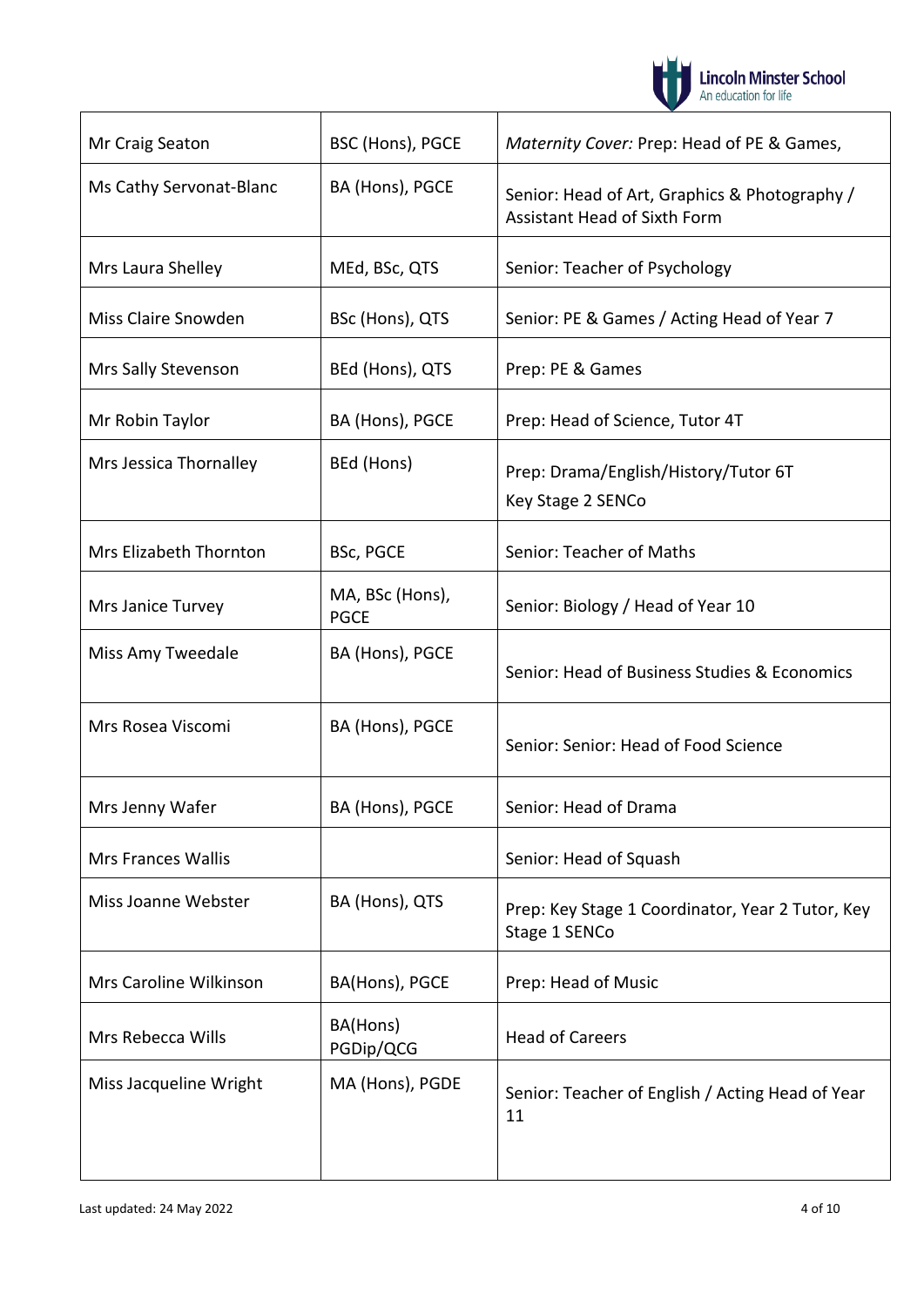| | | |
|---|---|---|
| Mr Craig Seaton | BSC (Hons), PGCE | *Maternity Cover:* Prep: Head of PE & Games, |
| Ms Cathy Servonat-Blanc | BA (Hons), PGCE | Senior: Head of Art, Graphics & Photography / Assistant Head of Sixth Form |
| Mrs Laura Shelley | MEd, BSc, QTS | Senior: Teacher of Psychology |
| Miss Claire Snowden | BSc (Hons), QTS | Senior: PE & Games / Acting Head of Year 7 |
| Mrs Sally Stevenson | BEd (Hons), QTS | Prep: PE & Games |
| Mr Robin Taylor | BA (Hons), PGCE | Prep: Head of Science, Tutor 4T |
| Mrs Jessica Thornalley | BEd (Hons) | Prep: Drama/English/History/Tutor 6T<br>Key Stage 2 SENCo |
| Mrs Elizabeth Thornton | BSc, PGCE | Senior: Teacher of Maths |
| Mrs Janice Turvey | MA, BSc (Hons), PGCE | Senior: Biology / Head of Year 10 |
| Miss Amy Tweedale | BA (Hons), PGCE | Senior: Head of Business Studies & Economics |
| Mrs Rosea Viscomi | BA (Hons), PGCE | Senior: Senior: Head of Food Science |
| Mrs Jenny Wafer | BA (Hons), PGCE | Senior: Head of Drama |
| Mrs Frances Wallis | | Senior: Head of Squash |
| Miss Joanne Webster | BA (Hons), QTS | Prep: Key Stage 1 Coordinator, Year 2 Tutor, Key Stage 1 SENCo |
| Mrs Caroline Wilkinson | BA(Hons), PGCE | Prep: Head of Music |
| Mrs Rebecca Wills | BA(Hons) PGDip/QCG | Head of Careers |
| Miss Jacqueline Wright | MA (Hons), PGDE | Senior: Teacher of English / Acting Head of Year 11 |

Last updated: 24 May 2022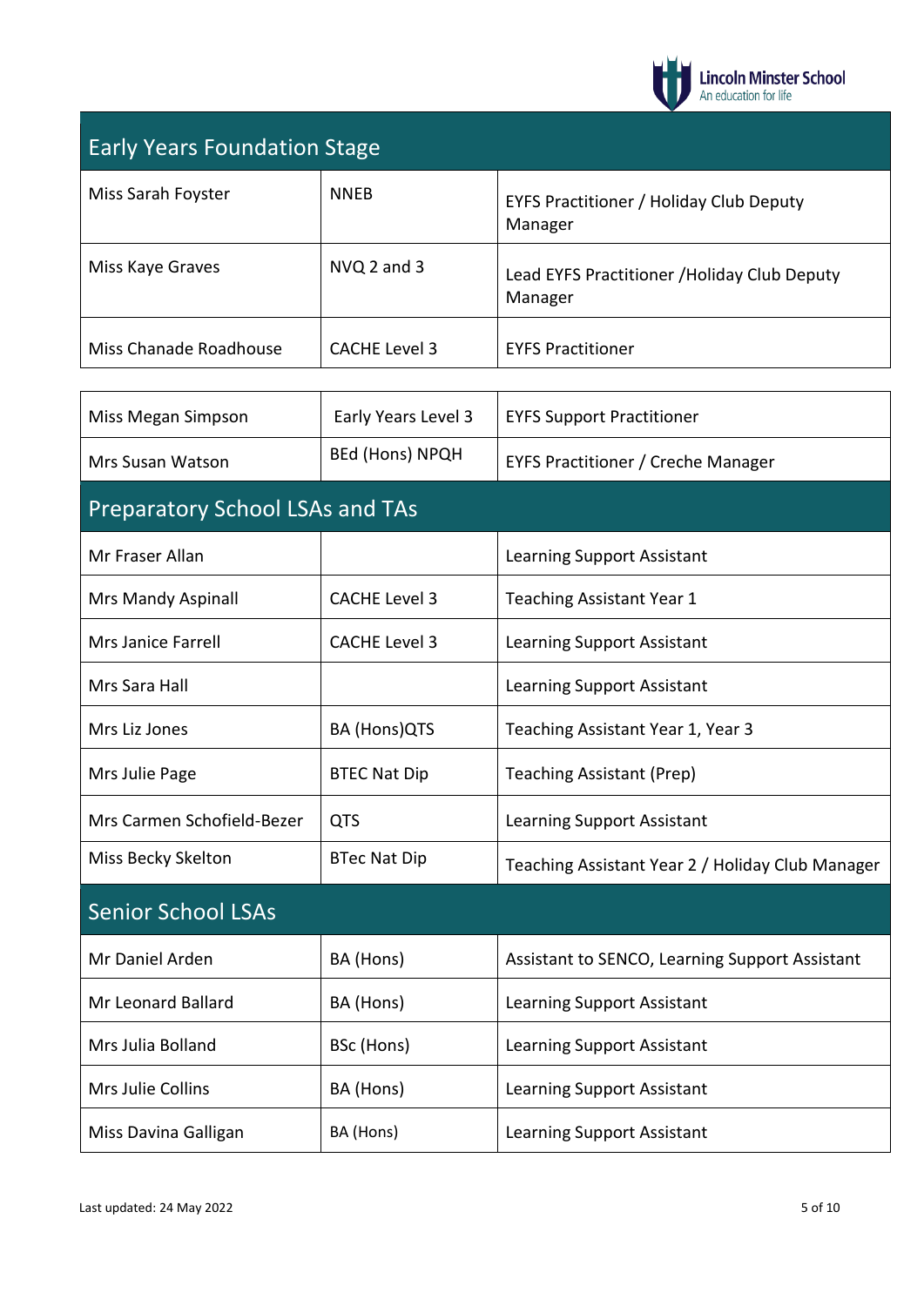## Early Years Foundation Stage

| | | |
|---|---|---|
| Miss Sarah Foyster | NNEB | EYFS Practitioner / Holiday Club Deputy Manager |
| Miss Kaye Graves | NVQ 2 and 3 | Lead EYFS Practitioner /Holiday Club Deputy Manager |
| Miss Chanade Roadhouse | CACHE Level 3 | EYFS Practitioner |
| Miss Megan Simpson | Early Years Level 3 | EYFS Support Practitioner |
| Mrs Susan Watson | BEd (Hons) NPQH | EYFS Practitioner / Creche Manager |

## Preparatory School LSAs and TAs

| | | |
|---|---|---|
| Mr Fraser Allan | | Learning Support Assistant |
| Mrs Mandy Aspinall | CACHE Level 3 | Teaching Assistant Year 1 |
| Mrs Janice Farrell | CACHE Level 3 | Learning Support Assistant |
| Mrs Sara Hall | | Learning Support Assistant |
| Mrs Liz Jones | BA (Hons)QTS | Teaching Assistant Year 1, Year 3 |
| Mrs Julie Page | BTEC Nat Dip | Teaching Assistant (Prep) |
| Mrs Carmen Schofield-Bezer | QTS | Learning Support Assistant |
| Miss Becky Skelton | BTec Nat Dip | Teaching Assistant Year 2 / Holiday Club Manager |

## Senior School LSAs

| | | |
|---|---|---|
| Mr Daniel Arden | BA (Hons) | Assistant to SENCO, Learning Support Assistant |
| Mr Leonard Ballard | BA (Hons) | Learning Support Assistant |
| Mrs Julia Bolland | BSc (Hons) | Learning Support Assistant |
| Mrs Julie Collins | BA (Hons) | Learning Support Assistant |
| Miss Davina Galligan | BA (Hons) | Learning Support Assistant |

Last updated: 24 May 2022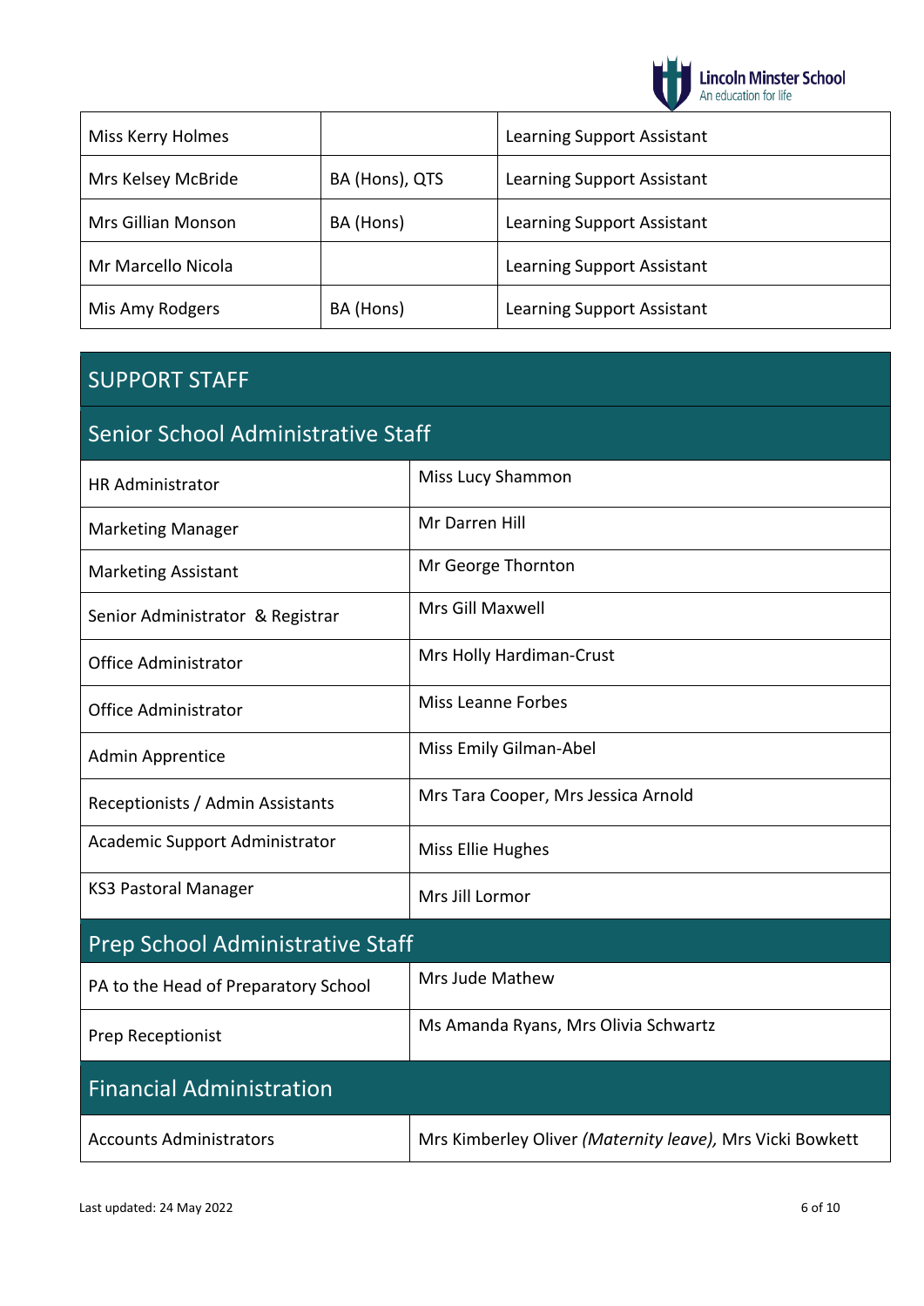| | | |
|---|---|---|
| Miss Kerry Holmes | | Learning Support Assistant |
| Mrs Kelsey McBride | BA (Hons), QTS | Learning Support Assistant |
| Mrs Gillian Monson | BA (Hons) | Learning Support Assistant |
| Mr Marcello Nicola | | Learning Support Assistant |
| Mis Amy Rodgers | BA (Hons) | Learning Support Assistant |

## SUPPORT STAFF

### Senior School Administrative Staff

| | |
|---|---|
| HR Administrator | Miss Lucy Shammon |
| Marketing Manager | Mr Darren Hill |
| Marketing Assistant | Mr George Thornton |
| Senior Administrator & Registrar | Mrs Gill Maxwell |
| Office Administrator | Mrs Holly Hardiman-Crust |
| Office Administrator | Miss Leanne Forbes |
| Admin Apprentice | Miss Emily Gilman-Abel |
| Receptionists / Admin Assistants | Mrs Tara Cooper, Mrs Jessica Arnold |
| Academic Support Administrator | Miss Ellie Hughes |
| KS3 Pastoral Manager | Mrs Jill Lormor |

### Prep School Administrative Staff

| | |
|---|---|
| PA to the Head of Preparatory School | Mrs Jude Mathew |
| Prep Receptionist | Ms Amanda Ryans, Mrs Olivia Schwartz |

### Financial Administration

| | |
|---|---|
| Accounts Administrators | Mrs Kimberley Oliver *(Maternity leave)*, Mrs Vicki Bowkett |

Last updated: 24 May 2022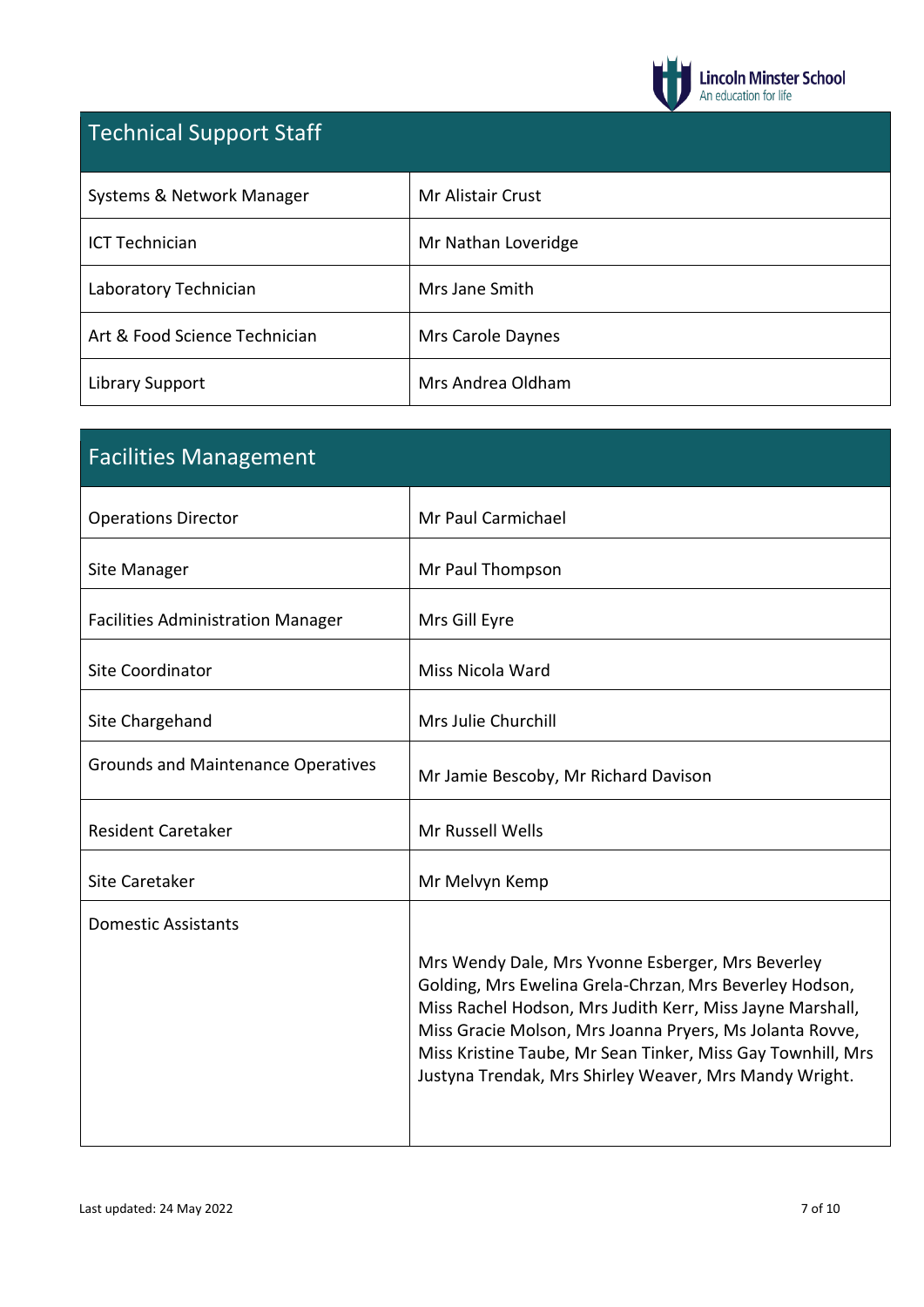## Technical Support Staff

| Technical Support Staff | |
|---|---|
| Systems & Network Manager | Mr Alistair Crust |
| ICT Technician | Mr Nathan Loveridge |
| Laboratory Technician | Mrs Jane Smith |
| Art & Food Science Technician | Mrs Carole Daynes |
| Library Support | Mrs Andrea Oldham |

## Facilities Management

| Facilities Management | |
|---|---|
| Operations Director | Mr Paul Carmichael |
| Site Manager | Mr Paul Thompson |
| Facilities Administration Manager | Mrs Gill Eyre |
| Site Coordinator | Miss Nicola Ward |
| Site Chargehand | Mrs Julie Churchill |
| Grounds and Maintenance Operatives | Mr Jamie Bescoby, Mr Richard Davison |
| Resident Caretaker | Mr Russell Wells |
| Site Caretaker | Mr Melvyn Kemp |
| Domestic Assistants | Mrs Wendy Dale, Mrs Yvonne Esberger, Mrs Beverley Golding, Mrs Ewelina Grela-Chrzan, Mrs Beverley Hodson, Miss Rachel Hodson, Mrs Judith Kerr, Miss Jayne Marshall, Miss Gracie Molson, Mrs Joanna Pryers, Ms Jolanta Rovve, Miss Kristine Taube, Mr Sean Tinker, Miss Gay Townhill, Mrs Justyna Trendak, Mrs Shirley Weaver, Mrs Mandy Wright. |

Last updated: 24 May 2022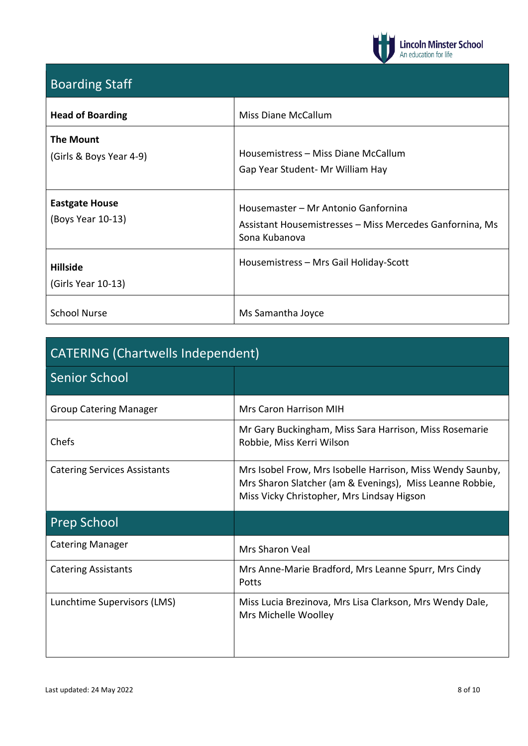## Boarding Staff

| | |
|---|---|
| **Head of Boarding** | Miss Diane McCallum |
| **The Mount** (Girls & Boys Year 4-9) | Housemistress – Miss Diane McCallum<br>Gap Year Student- Mr William Hay |
| **Eastgate House** (Boys Year 10-13) | Housemaster – Mr Antonio Ganfornina<br>Assistant Housemistresses – Miss Mercedes Ganfornina, Ms Sona Kubanova |
| **Hillside** (Girls Year 10-13) | Housemistress – Mrs Gail Holiday-Scott |
| School Nurse | Ms Samantha Joyce |

## CATERING (Chartwells Independent)

| Senior School | |
|---|---|
| Group Catering Manager | Mrs Caron Harrison MIH |
| Chefs | Mr Gary Buckingham, Miss Sara Harrison, Miss Rosemarie Robbie, Miss Kerri Wilson |
| Catering Services Assistants | Mrs Isobel Frow, Mrs Isobelle Harrison, Miss Wendy Saunby, Mrs Sharon Slatcher (am & Evenings), Miss Leanne Robbie, Miss Vicky Christopher, Mrs Lindsay Higson |
| **Prep School** | |
| Catering Manager | Mrs Sharon Veal |
| Catering Assistants | Mrs Anne-Marie Bradford, Mrs Leanne Spurr, Mrs Cindy Potts |
| Lunchtime Supervisors (LMS) | Miss Lucia Brezinova, Mrs Lisa Clarkson, Mrs Wendy Dale, Mrs Michelle Woolley |

Last updated: 24 May 2022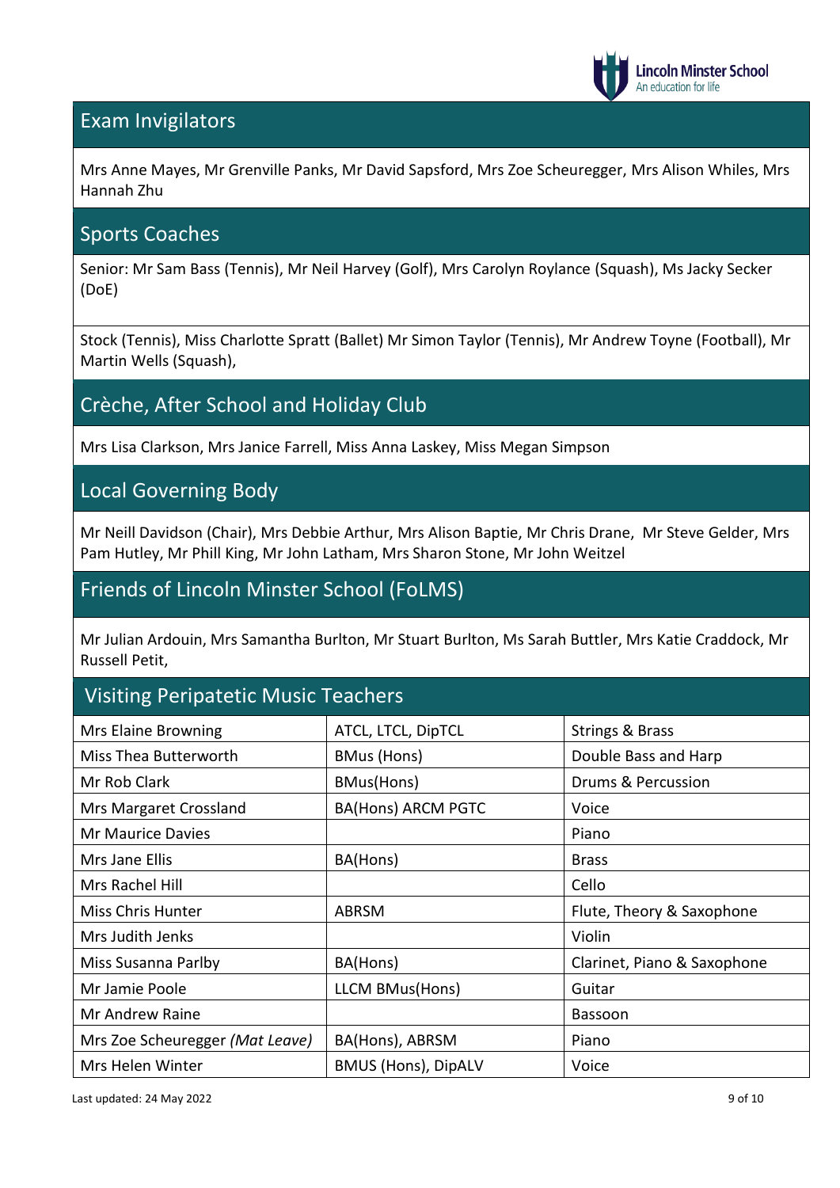## Exam Invigilators

Mrs Anne Mayes, Mr Grenville Panks, Mr David Sapsford, Mrs Zoe Scheuregger, Mrs Alison Whiles, Mrs Hannah Zhu

## Sports Coaches

Senior: Mr Sam Bass (Tennis), Mr Neil Harvey (Golf), Mrs Carolyn Roylance (Squash), Ms Jacky Secker (DoE)

Stock (Tennis), Miss Charlotte Spratt (Ballet) Mr Simon Taylor (Tennis), Mr Andrew Toyne (Football), Mr Martin Wells (Squash),

## Crèche, After School and Holiday Club

Mrs Lisa Clarkson, Mrs Janice Farrell, Miss Anna Laskey, Miss Megan Simpson

## Local Governing Body

Mr Neill Davidson (Chair), Mrs Debbie Arthur, Mrs Alison Baptie, Mr Chris Drane, Mr Steve Gelder, Mrs Pam Hutley, Mr Phill King, Mr John Latham, Mrs Sharon Stone, Mr John Weitzel

## Friends of Lincoln Minster School (FoLMS)

Mr Julian Ardouin, Mrs Samantha Burlton, Mr Stuart Burlton, Ms Sarah Buttler, Mrs Katie Craddock, Mr Russell Petit,

## Visiting Peripatetic Music Teachers

| | | |
|---|---|---|
| Mrs Elaine Browning | ATCL, LTCL, DipTCL | Strings & Brass |
| Miss Thea Butterworth | BMus (Hons) | Double Bass and Harp |
| Mr Rob Clark | BMus(Hons) | Drums & Percussion |
| Mrs Margaret Crossland | BA(Hons) ARCM PGTC | Voice |
| Mr Maurice Davies | | Piano |
| Mrs Jane Ellis | BA(Hons) | Brass |
| Mrs Rachel Hill | | Cello |
| Miss Chris Hunter | ABRSM | Flute, Theory & Saxophone |
| Mrs Judith Jenks | | Violin |
| Miss Susanna Parlby | BA(Hons) | Clarinet, Piano & Saxophone |
| Mr Jamie Poole | LLCM BMus(Hons) | Guitar |
| Mr Andrew Raine | | Bassoon |
| Mrs Zoe Scheuregger *(Mat Leave)* | BA(Hons), ABRSM | Piano |
| Mrs Helen Winter | BMUS (Hons), DipALV | Voice |

Last updated: 24 May 2022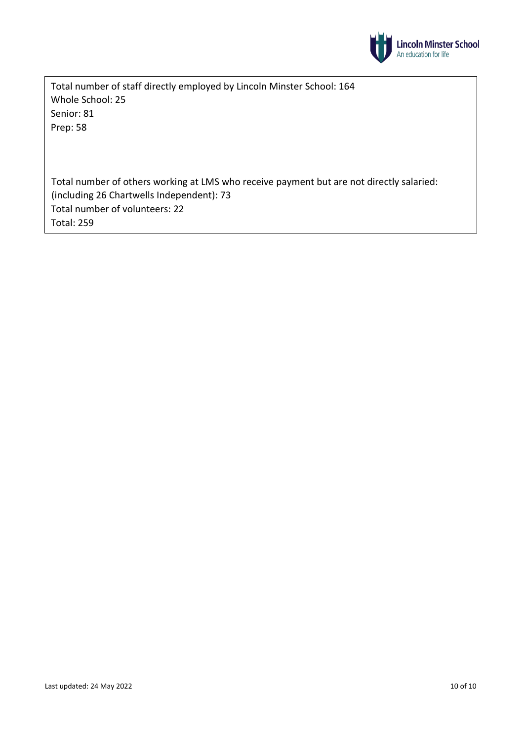Total number of staff directly employed by Lincoln Minster School: 164
Whole School: 25
Senior: 81
Prep: 58

Total number of others working at LMS who receive payment but are not directly salaried: (including 26 Chartwells Independent): 73
Total number of volunteers: 22
Total: 259